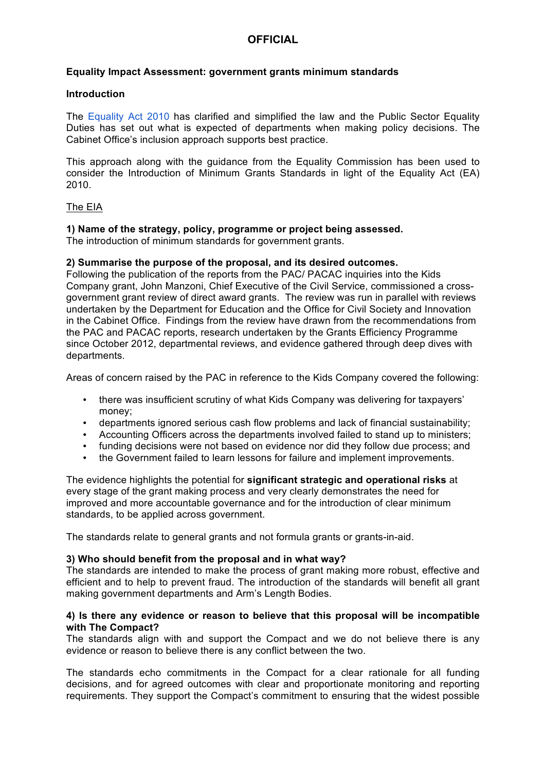# OFFICIAL

**Equality Impact Assessment: government grants minimum standards**

**Introduction**

The Equality Act 2010 has clarified and simplified the law and the Public Sector Equality Duties has set out what is expected of departments when making policy decisions. The Cabinet Office's inclusion approach supports best practice.

This approach along with the guidance from the Equality Commission has been used to consider the Introduction of Minimum Grants Standards in light of the Equality Act (EA) 2010.

The EIA

**1) Name of the strategy, policy, programme or project being assessed.**
The introduction of minimum standards for government grants.

**2) Summarise the purpose of the proposal, and its desired outcomes.**
Following the publication of the reports from the PAC/ PACAC inquiries into the Kids Company grant, John Manzoni, Chief Executive of the Civil Service, commissioned a cross-government grant review of direct award grants. The review was run in parallel with reviews undertaken by the Department for Education and the Office for Civil Society and Innovation in the Cabinet Office. Findings from the review have drawn from the recommendations from the PAC and PACAC reports, research undertaken by the Grants Efficiency Programme since October 2012, departmental reviews, and evidence gathered through deep dives with departments.

Areas of concern raised by the PAC in reference to the Kids Company covered the following:

- there was insufficient scrutiny of what Kids Company was delivering for taxpayers' money;
- departments ignored serious cash flow problems and lack of financial sustainability;
- Accounting Officers across the departments involved failed to stand up to ministers;
- funding decisions were not based on evidence nor did they follow due process; and
- the Government failed to learn lessons for failure and implement improvements.

The evidence highlights the potential for **significant strategic and operational risks** at every stage of the grant making process and very clearly demonstrates the need for improved and more accountable governance and for the introduction of clear minimum standards, to be applied across government.

The standards relate to general grants and not formula grants or grants-in-aid.

**3) Who should benefit from the proposal and in what way?**
The standards are intended to make the process of grant making more robust, effective and efficient and to help to prevent fraud. The introduction of the standards will benefit all grant making government departments and Arm's Length Bodies.

**4) Is there any evidence or reason to believe that this proposal will be incompatible with The Compact?**
The standards align with and support the Compact and we do not believe there is any evidence or reason to believe there is any conflict between the two.

The standards echo commitments in the Compact for a clear rationale for all funding decisions, and for agreed outcomes with clear and proportionate monitoring and reporting requirements. They support the Compact's commitment to ensuring that the widest possible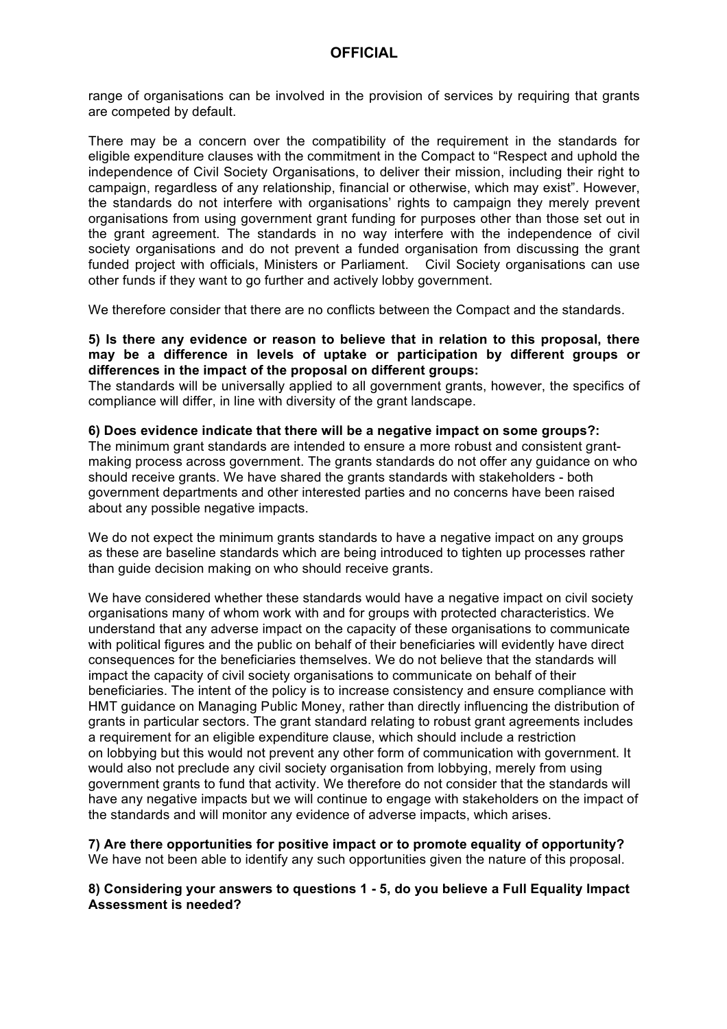range of organisations can be involved in the provision of services by requiring that grants are competed by default.

There may be a concern over the compatibility of the requirement in the standards for eligible expenditure clauses with the commitment in the Compact to "Respect and uphold the independence of Civil Society Organisations, to deliver their mission, including their right to campaign, regardless of any relationship, financial or otherwise, which may exist". However, the standards do not interfere with organisations' rights to campaign they merely prevent organisations from using government grant funding for purposes other than those set out in the grant agreement. The standards in no way interfere with the independence of civil society organisations and do not prevent a funded organisation from discussing the grant funded project with officials, Ministers or Parliament. Civil Society organisations can use other funds if they want to go further and actively lobby government.

We therefore consider that there are no conflicts between the Compact and the standards.

**5) Is there any evidence or reason to believe that in relation to this proposal, there may be a difference in levels of uptake or participation by different groups or differences in the impact of the proposal on different groups:**

The standards will be universally applied to all government grants, however, the specifics of compliance will differ, in line with diversity of the grant landscape.

**6) Does evidence indicate that there will be a negative impact on some groups?:**

The minimum grant standards are intended to ensure a more robust and consistent grant-making process across government. The grants standards do not offer any guidance on who should receive grants. We have shared the grants standards with stakeholders - both government departments and other interested parties and no concerns have been raised about any possible negative impacts.

We do not expect the minimum grants standards to have a negative impact on any groups as these are baseline standards which are being introduced to tighten up processes rather than guide decision making on who should receive grants.

We have considered whether these standards would have a negative impact on civil society organisations many of whom work with and for groups with protected characteristics. We understand that any adverse impact on the capacity of these organisations to communicate with political figures and the public on behalf of their beneficiaries will evidently have direct consequences for the beneficiaries themselves. We do not believe that the standards will impact the capacity of civil society organisations to communicate on behalf of their beneficiaries. The intent of the policy is to increase consistency and ensure compliance with HMT guidance on Managing Public Money, rather than directly influencing the distribution of grants in particular sectors. The grant standard relating to robust grant agreements includes a requirement for an eligible expenditure clause, which should include a restriction on lobbying but this would not prevent any other form of communication with government. It would also not preclude any civil society organisation from lobbying, merely from using government grants to fund that activity. We therefore do not consider that the standards will have any negative impacts but we will continue to engage with stakeholders on the impact of the standards and will monitor any evidence of adverse impacts, which arises.

**7) Are there opportunities for positive impact or to promote equality of opportunity?**

We have not been able to identify any such opportunities given the nature of this proposal.

**8) Considering your answers to questions 1 - 5, do you believe a Full Equality Impact Assessment is needed?**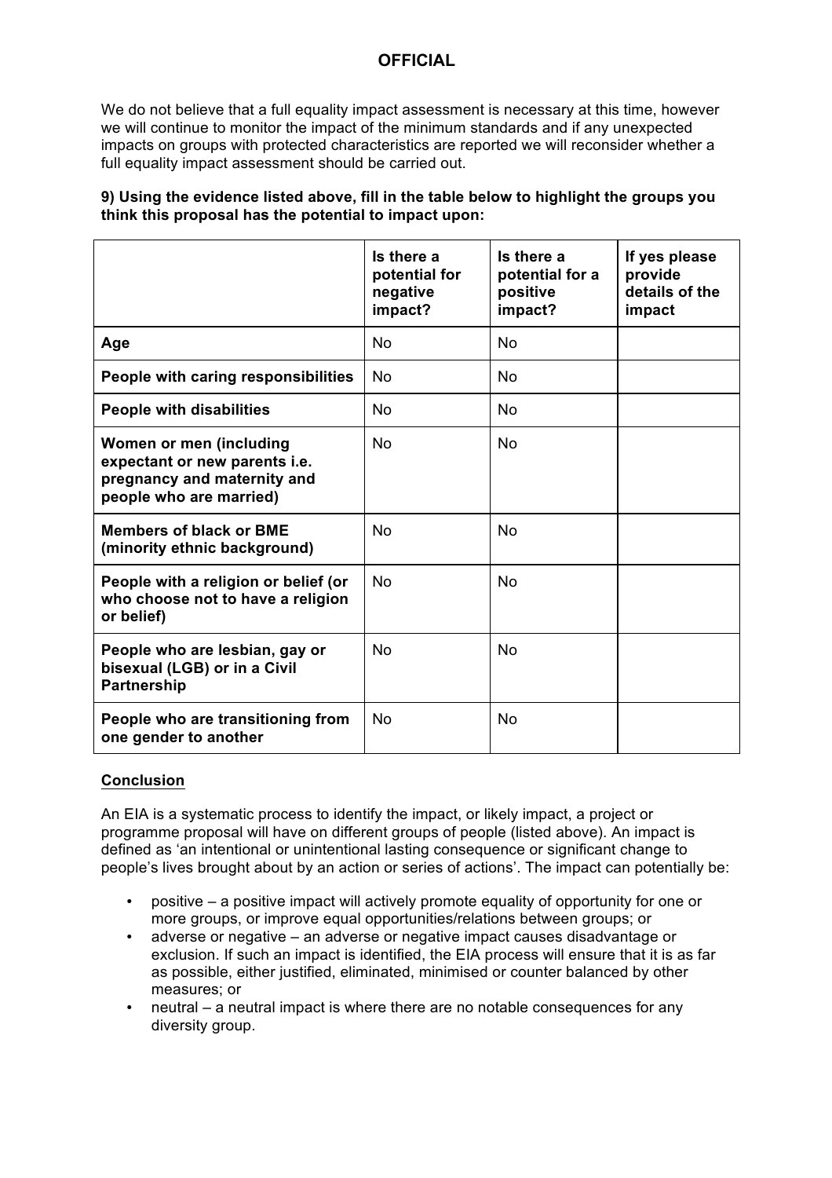We do not believe that a full equality impact assessment is necessary at this time, however we will continue to monitor the impact of the minimum standards and if any unexpected impacts on groups with protected characteristics are reported we will reconsider whether a full equality impact assessment should be carried out.

**9) Using the evidence listed above, fill in the table below to highlight the groups you think this proposal has the potential to impact upon:**

| | **Is there a potential for negative impact?** | **Is there a potential for a positive impact?** | **If yes please provide details of the impact** |
|---|---|---|---|
| **Age** | No | No | |
| **People with caring responsibilities** | No | No | |
| **People with disabilities** | No | No | |
| **Women or men (including expectant or new parents i.e. pregnancy and maternity and people who are married)** | No | No | |
| **Members of black or BME (minority ethnic background)** | No | No | |
| **People with a religion or belief (or who choose not to have a religion or belief)** | No | No | |
| **People who are lesbian, gay or bisexual (LGB) or in a Civil Partnership** | No | No | |
| **People who are transitioning from one gender to another** | No | No | |

## Conclusion

An EIA is a systematic process to identify the impact, or likely impact, a project or programme proposal will have on different groups of people (listed above). An impact is defined as 'an intentional or unintentional lasting consequence or significant change to people's lives brought about by an action or series of actions'. The impact can potentially be:

- positive – a positive impact will actively promote equality of opportunity for one or more groups, or improve equal opportunities/relations between groups; or
- adverse or negative – an adverse or negative impact causes disadvantage or exclusion. If such an impact is identified, the EIA process will ensure that it is as far as possible, either justified, eliminated, minimised or counter balanced by other measures; or
- neutral – a neutral impact is where there are no notable consequences for any diversity group.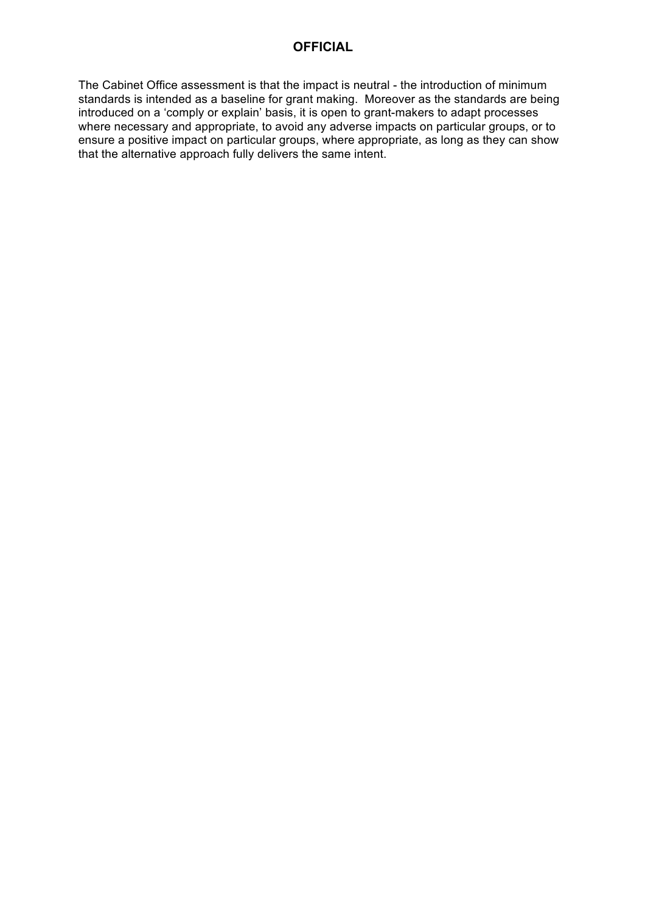The Cabinet Office assessment is that the impact is neutral - the introduction of minimum standards is intended as a baseline for grant making. Moreover as the standards are being introduced on a 'comply or explain' basis, it is open to grant-makers to adapt processes where necessary and appropriate, to avoid any adverse impacts on particular groups, or to ensure a positive impact on particular groups, where appropriate, as long as they can show that the alternative approach fully delivers the same intent.